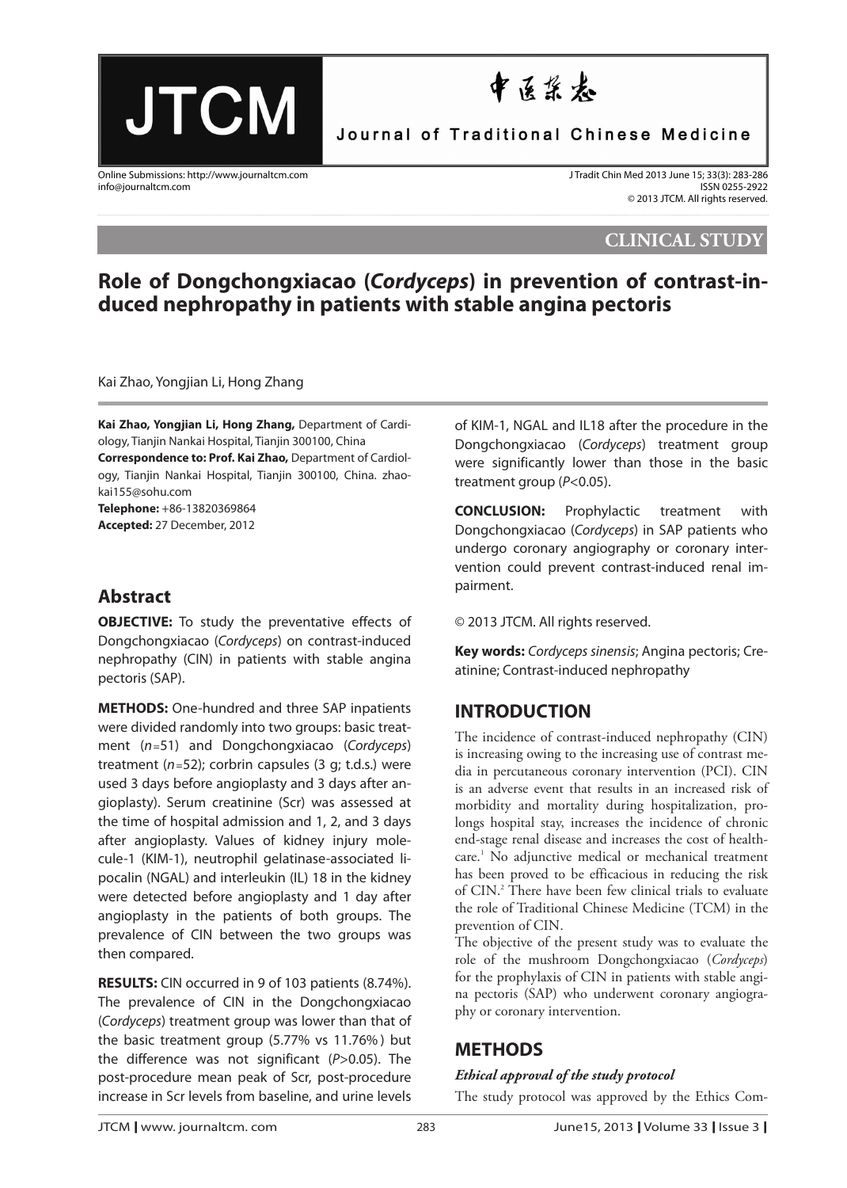CLINICAL STUDY

# Role of Dongchongxiacao (*Cordyceps*) in prevention of contrast-induced nephropathy in patients with stable angina pectoris

Kai Zhao, Yongjian Li, Hong Zhang

**Kai Zhao, Yongjian Li, Hong Zhang,** Department of Cardiology, Tianjin Nankai Hospital, Tianjin 300100, China

**Correspondence to: Prof. Kai Zhao,** Department of Cardiology, Tianjin Nankai Hospital, Tianjin 300100, China. zhaokai155@sohu.com

**Telephone:** +86-13820369864

**Accepted:** 27 December, 2012

## Abstract

**OBJECTIVE:** To study the preventative effects of Dongchongxiacao (*Cordyceps*) on contrast-induced nephropathy (CIN) in patients with stable angina pectoris (SAP).

**METHODS:** One-hundred and three SAP inpatients were divided randomly into two groups: basic treatment (*n*=51) and Dongchongxiacao (*Cordyceps*) treatment (*n*=52); corbrin capsules (3 g; t.d.s.) were used 3 days before angioplasty and 3 days after angioplasty). Serum creatinine (Scr) was assessed at the time of hospital admission and 1, 2, and 3 days after angioplasty. Values of kidney injury molecule-1 (KIM-1), neutrophil gelatinase-associated lipocalin (NGAL) and interleukin (IL) 18 in the kidney were detected before angioplasty and 1 day after angioplasty in the patients of both groups. The prevalence of CIN between the two groups was then compared.

**RESULTS:** CIN occurred in 9 of 103 patients (8.74%). The prevalence of CIN in the Dongchongxiacao (*Cordyceps*) treatment group was lower than that of the basic treatment group (5.77% vs 11.76%) but the difference was not significant ($P$>0.05). The post-procedure mean peak of Scr, post-procedure increase in Scr levels from baseline, and urine levels of KIM-1, NGAL and IL18 after the procedure in the Dongchongxiacao (*Cordyceps*) treatment group were significantly lower than those in the basic treatment group ($P$<0.05).

**CONCLUSION:** Prophylactic treatment with Dongchongxiacao (*Cordyceps*) in SAP patients who undergo coronary angiography or coronary intervention could prevent contrast-induced renal impairment.

© 2013 JTCM. All rights reserved.

**Key words:** *Cordyceps sinensis*; Angina pectoris; Creatinine; Contrast-induced nephropathy

## INTRODUCTION

The incidence of contrast-induced nephropathy (CIN) is increasing owing to the increasing use of contrast media in percutaneous coronary intervention (PCI). CIN is an adverse event that results in an increased risk of morbidity and mortality during hospitalization, prolongs hospital stay, increases the incidence of chronic end-stage renal disease and increases the cost of healthcare.[1] No adjunctive medical or mechanical treatment has been proved to be efficacious in reducing the risk of CIN.[2] There have been few clinical trials to evaluate the role of Traditional Chinese Medicine (TCM) in the prevention of CIN.

The objective of the present study was to evaluate the role of the mushroom Dongchongxiacao (*Cordyceps*) for the prophylaxis of CIN in patients with stable angina pectoris (SAP) who underwent coronary angiography or coronary intervention.

## METHODS

### *Ethical approval of the study protocol*

The study protocol was approved by the Ethics Com-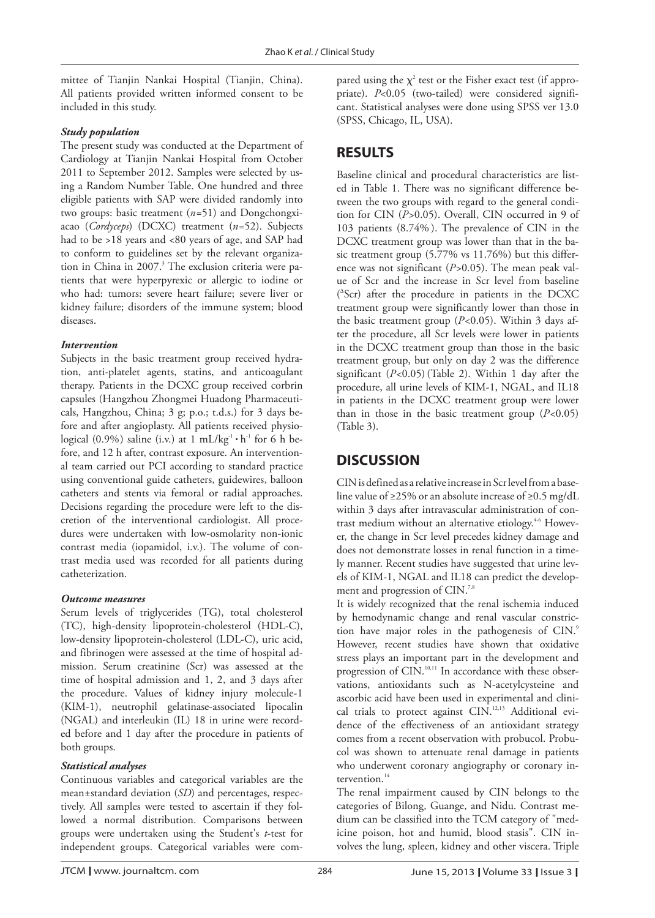mittee of Tianjin Nankai Hospital (Tianjin, China). All patients provided written informed consent to be included in this study.

### *Study population*

The present study was conducted at the Department of Cardiology at Tianjin Nankai Hospital from October 2011 to September 2012. Samples were selected by using a Random Number Table. One hundred and three eligible patients with SAP were divided randomly into two groups: basic treatment ($n$=51) and Dongchongxiacao (*Cordyceps*) (DCXC) treatment ($n$=52). Subjects had to be >18 years and <80 years of age, and SAP had to conform to guidelines set by the relevant organization in China in 2007.[3] The exclusion criteria were patients that were hyperpyrexic or allergic to iodine or who had: tumors: severe heart failure; severe liver or kidney failure; disorders of the immune system; blood diseases.

### *Intervention*

Subjects in the basic treatment group received hydration, anti-platelet agents, statins, and anticoagulant therapy. Patients in the DCXC group received corbrin capsules (Hangzhou Zhongmei Huadong Pharmaceuticals, Hangzhou, China; 3 g; p.o.; t.d.s.) for 3 days before and after angioplasty. All patients received physiological (0.9%) saline (i.v.) at 1 $mL/kg^{-1} \cdot h^{-1}$ for 6 h before, and 12 h after, contrast exposure. An interventional team carried out PCI according to standard practice using conventional guide catheters, guidewires, balloon catheters and stents via femoral or radial approaches. Decisions regarding the procedure were left to the discretion of the interventional cardiologist. All procedures were undertaken with low-osmolarity non-ionic contrast media (iopamidol, i.v.). The volume of contrast media used was recorded for all patients during catheterization.

### *Outcome measures*

Serum levels of triglycerides (TG), total cholesterol (TC), high-density lipoprotein-cholesterol (HDL-C), low-density lipoprotein-cholesterol (LDL-C), uric acid, and fibrinogen were assessed at the time of hospital admission. Serum creatinine (Scr) was assessed at the time of hospital admission and 1, 2, and 3 days after the procedure. Values of kidney injury molecule-1 (KIM-1), neutrophil gelatinase-associated lipocalin (NGAL) and interleukin (IL) 18 in urine were recorded before and 1 day after the procedure in patients of both groups.

### *Statistical analyses*

Continuous variables and categorical variables are the mean±standard deviation (*SD*) and percentages, respectively. All samples were tested to ascertain if they followed a normal distribution. Comparisons between groups were undertaken using the Student's $t$-test for independent groups. Categorical variables were compared using the $\chi^2$ test or the Fisher exact test (if appropriate). $P$<0.05 (two-tailed) were considered significant. Statistical analyses were done using SPSS ver 13.0 (SPSS, Chicago, IL, USA).

## RESULTS

Baseline clinical and procedural characteristics are listed in Table 1. There was no significant difference between the two groups with regard to the general condition for CIN ($P$>0.05). Overall, CIN occurred in 9 of 103 patients (8.74%). The prevalence of CIN in the DCXC treatment group was lower than that in the basic treatment group (5.77% vs 11.76%) but this difference was not significant ($P$>0.05). The mean peak value of Scr and the increase in Scr level from baseline ($^{\Delta}$Scr) after the procedure in patients in the DCXC treatment group were significantly lower than those in the basic treatment group ($P$<0.05). Within 3 days after the procedure, all Scr levels were lower in patients in the DCXC treatment group than those in the basic treatment group, but only on day 2 was the difference significant ($P$<0.05) (Table 2). Within 1 day after the procedure, all urine levels of KIM-1, NGAL, and IL18 in patients in the DCXC treatment group were lower than in those in the basic treatment group ($P$<0.05) (Table 3).

## DISCUSSION

CIN is defined as a relative increase in Scr level from a baseline value of ≥25% or an absolute increase of ≥0.5 mg/dL within 3 days after intravascular administration of contrast medium without an alternative etiology.[4-6] However, the change in Scr level precedes kidney damage and does not demonstrate losses in renal function in a timely manner. Recent studies have suggested that urine levels of KIM-1, NGAL and IL18 can predict the development and progression of CIN.[7,8]

It is widely recognized that the renal ischemia induced by hemodynamic change and renal vascular constriction have major roles in the pathogenesis of CIN.[9] However, recent studies have shown that oxidative stress plays an important part in the development and progression of CIN.[10,11] In accordance with these observations, antioxidants such as N-acetylcysteine and ascorbic acid have been used in experimental and clinical trials to protect against CIN.[12,13] Additional evidence of the effectiveness of an antioxidant strategy comes from a recent observation with probucol. Probucol was shown to attenuate renal damage in patients who underwent coronary angiography or coronary intervention.[14]

The renal impairment caused by CIN belongs to the categories of Bilong, Guange, and Nidu. Contrast medium can be classified into the TCM category of "medicine poison, hot and humid, blood stasis". CIN involves the lung, spleen, kidney and other viscera. Triple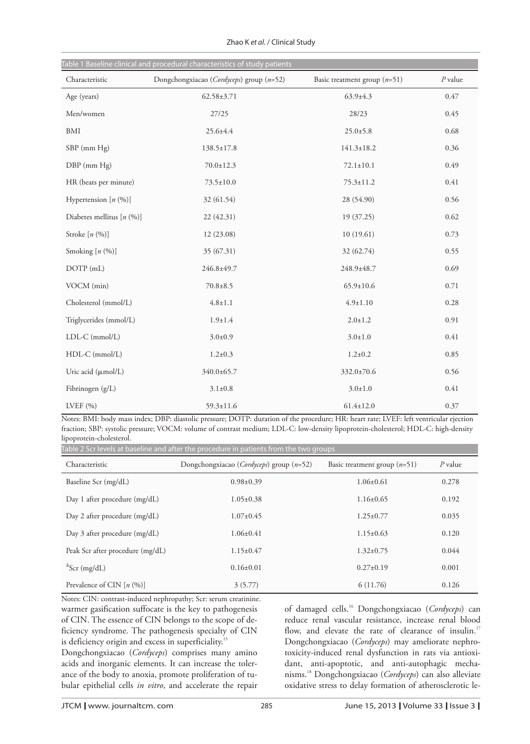Table 1 Baseline clinical and procedural characteristics of study patients

| Characteristic | Dongchongxiacao (*Cordyceps*) group ($n$=52) | Basic treatment group ($n$=51) | $P$ value |
|---|---|---|---|
| Age (years) | 62.58±3.71 | 63.9±4.3 | 0.47 |
| Men/women | 27/25 | 28/23 | 0.45 |
| BMI | 25.6±4.4 | 25.0±5.8 | 0.68 |
| SBP (mm Hg) | 138.5±17.8 | 141.3±18.2 | 0.36 |
| DBP (mm Hg) | 70.0±12.3 | 72.1±10.1 | 0.49 |
| HR (beats per minute) | 73.5±10.0 | 75.3±11.2 | 0.41 |
| Hypertension [$n$ (%)] | 32 (61.54) | 28 (54.90) | 0.56 |
| Diabetes mellitus [$n$ (%)] | 22 (42.31) | 19 (37.25) | 0.62 |
| Stroke [$n$ (%)] | 12 (23.08) | 10 (19.61) | 0.73 |
| Smoking [$n$ (%)] | 35 (67.31) | 32 (62.74) | 0.55 |
| DOTP (mL) | 246.8±49.7 | 248.9±48.7 | 0.69 |
| VOCM (min) | 70.8±8.5 | 65.9±10.6 | 0.71 |
| Cholesterol (mmol/L) | 4.8±1.1 | 4.9±1.10 | 0.28 |
| Triglycerides (mmol/L) | 1.9±1.4 | 2.0±1.2 | 0.91 |
| LDL-C (mmol/L) | 3.0±0.9 | 3.0±1.0 | 0.41 |
| HDL-C (mmol/L) | 1.2±0.3 | 1.2±0.2 | 0.85 |
| Uric acid (μmol/L) | 340.0±65.7 | 332.0±70.6 | 0.56 |
| Fibrinogen (g/L) | 3.1±0.8 | 3.0±1.0 | 0.41 |
| LVEF (%) | 59.3±11.6 | 61.4±12.0 | 0.37 |

Notes: BMI: body mass index; DBP: diastolic pressure; DOTP: duration of the procedure; HR: heart rate; LVEF: left ventricular ejection fraction; SBP: systolic pressure; VOCM: volume of contrast medium; LDL-C: low-density lipoprotein-cholesterol; HDL-C: high-density lipoprotein-cholesterol.

Table 2 Scr levels at baseline and after the procedure in patients from the two groups

| Characteristic | Dongchongxiacao (*Cordyceps*) group ($n$=52) | Basic treatment group ($n$=51) | $P$ value |
|---|---|---|---|
| Baseline Scr (mg/dL) | 0.98±0.39 | 1.06±0.61 | 0.278 |
| Day 1 after procedure (mg/dL) | 1.05±0.38 | 1.16±0.65 | 0.192 |
| Day 2 after procedure (mg/dL) | 1.07±0.45 | 1.25±0.77 | 0.035 |
| Day 3 after procedure (mg/dL) | 1.06±0.41 | 1.15±0.63 | 0.120 |
| Peak Scr after procedure (mg/dL) | 1.15±0.47 | 1.32±0.75 | 0.044 |
| $^{\Delta}$Scr (mg/dL) | 0.16±0.01 | 0.27±0.19 | 0.001 |
| Prevalence of CIN [$n$ (%)] | 3 (5.77) | 6 (11.76) | 0.126 |

Notes: CIN: contrast-induced nephropathy; Scr: serum creatinine.

warmer gasification suffocate is the key to pathogenesis of CIN. The essence of CIN belongs to the scope of deficiency syndrome. The pathogenesis specialty of CIN is deficiency origin and excess in superficiality.[15]

Dongchongxiacao (*Cordyceps*) comprises many amino acids and inorganic elements. It can increase the tolerance of the body to anoxia, promote proliferation of tubular epithelial cells *in vitro*, and accelerate the repair of damaged cells.[16] Dongchongxiacao (*Cordyceps*) can reduce renal vascular resistance, increase renal blood flow, and elevate the rate of clearance of insulin.[17] Dongchongxiacao (*Cordyceps*) may ameliorate nephrotoxicity-induced renal dysfunction in rats via antioxidant, anti-apoptotic, and anti-autophagic mechanisms.[18] Dongchongxiacao (*Cordyceps*) can also alleviate oxidative stress to delay formation of atherosclerotic le-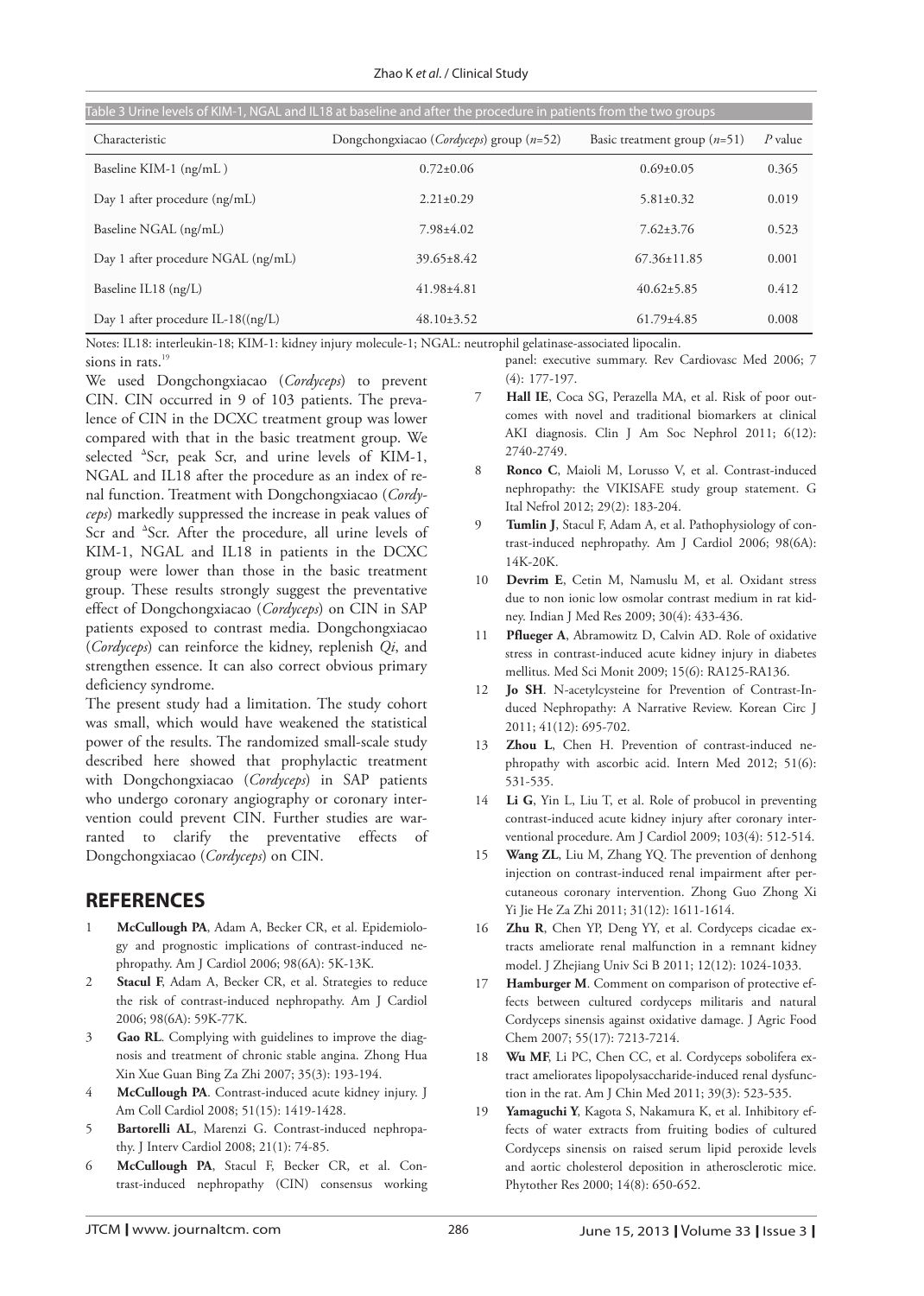Table 3 Urine levels of KIM-1, NGAL and IL18 at baseline and after the procedure in patients from the two groups

| Characteristic | Dongchongxiacao (*Cordyceps*) group (*n*=52) | Basic treatment group (*n*=51) | *P* value |
|---|---|---|---|
| Baseline KIM-1 (ng/mL ) | 0.72±0.06 | 0.69±0.05 | 0.365 |
| Day 1 after procedure (ng/mL) | 2.21±0.29 | 5.81±0.32 | 0.019 |
| Baseline NGAL (ng/mL) | 7.98±4.02 | 7.62±3.76 | 0.523 |
| Day 1 after procedure NGAL (ng/mL) | 39.65±8.42 | 67.36±11.85 | 0.001 |
| Baseline IL18 (ng/L) | 41.98±4.81 | 40.62±5.85 | 0.412 |
| Day 1 after procedure IL-18((ng/L) | 48.10±3.52 | 61.79±4.85 | 0.008 |

Notes: IL18: interleukin-18; KIM-1: kidney injury molecule-1; NGAL: neutrophil gelatinase-associated lipocalin.

sions in rats.[19]

We used Dongchongxiacao (*Cordyceps*) to prevent CIN. CIN occurred in 9 of 103 patients. The prevalence of CIN in the DCXC treatment group was lower compared with that in the basic treatment group. We selected $^{\Delta}$Scr, peak Scr, and urine levels of KIM-1, NGAL and IL18 after the procedure as an index of renal function. Treatment with Dongchongxiacao (*Cordyceps*) markedly suppressed the increase in peak values of Scr and $^{\Delta}$Scr. After the procedure, all urine levels of KIM-1, NGAL and IL18 in patients in the DCXC group were lower than those in the basic treatment group. These results strongly suggest the preventative effect of Dongchongxiacao (*Cordyceps*) on CIN in SAP patients exposed to contrast media. Dongchongxiacao (*Cordyceps*) can reinforce the kidney, replenish *Qi*, and strengthen essence. It can also correct obvious primary deficiency syndrome.

The present study had a limitation. The study cohort was small, which would have weakened the statistical power of the results. The randomized small-scale study described here showed that prophylactic treatment with Dongchongxiacao (*Cordyceps*) in SAP patients who undergo coronary angiography or coronary intervention could prevent CIN. Further studies are warranted to clarify the preventative effects of Dongchongxiacao (*Cordyceps*) on CIN.

## REFERENCES

1. **McCullough PA**, Adam A, Becker CR, et al. Epidemiology and prognostic implications of contrast-induced nephropathy. Am J Cardiol 2006; 98(6A): 5K-13K.
2. **Stacul F**, Adam A, Becker CR, et al. Strategies to reduce the risk of contrast-induced nephropathy. Am J Cardiol 2006; 98(6A): 59K-77K.
3. **Gao RL**. Complying with guidelines to improve the diagnosis and treatment of chronic stable angina. Zhong Hua Xin Xue Guan Bing Za Zhi 2007; 35(3): 193-194.
4. **McCullough PA**. Contrast-induced acute kidney injury. J Am Coll Cardiol 2008; 51(15): 1419-1428.
5. **Bartorelli AL**, Marenzi G. Contrast-induced nephropathy. J Interv Cardiol 2008; 21(1): 74-85.
6. **McCullough PA**, Stacul F, Becker CR, et al. Contrast-induced nephropathy (CIN) consensus working panel: executive summary. Rev Cardiovasc Med 2006; 7 (4): 177-197.
7. **Hall IE**, Coca SG, Perazella MA, et al. Risk of poor outcomes with novel and traditional biomarkers at clinical AKI diagnosis. Clin J Am Soc Nephrol 2011; 6(12): 2740-2749.
8. **Ronco C**, Maioli M, Lorusso V, et al. Contrast-induced nephropathy: the VIKISAFE study group statement. G Ital Nefrol 2012; 29(2): 183-204.
9. **Tumlin J**, Stacul F, Adam A, et al. Pathophysiology of contrast-induced nephropathy. Am J Cardiol 2006; 98(6A): 14K-20K.
10. **Devrim E**, Cetin M, Namuslu M, et al. Oxidant stress due to non ionic low osmolar contrast medium in rat kidney. Indian J Med Res 2009; 30(4): 433-436.
11. **Pflueger A**, Abramowitz D, Calvin AD. Role of oxidative stress in contrast-induced acute kidney injury in diabetes mellitus. Med Sci Monit 2009; 15(6): RA125-RA136.
12. **Jo SH**. N-acetylcysteine for Prevention of Contrast-Induced Nephropathy: A Narrative Review. Korean Circ J 2011; 41(12): 695-702.
13. **Zhou L**, Chen H. Prevention of contrast-induced nephropathy with ascorbic acid. Intern Med 2012; 51(6): 531-535.
14. **Li G**, Yin L, Liu T, et al. Role of probucol in preventing contrast-induced acute kidney injury after coronary interventional procedure. Am J Cardiol 2009; 103(4): 512-514.
15. **Wang ZL**, Liu M, Zhang YQ. The prevention of denhong injection on contrast-induced renal impairment after percutaneous coronary intervention. Zhong Guo Zhong Xi Yi Jie He Za Zhi 2011; 31(12): 1611-1614.
16. **Zhu R**, Chen YP, Deng YY, et al. Cordyceps cicadae extracts ameliorate renal malfunction in a remnant kidney model. J Zhejiang Univ Sci B 2011; 12(12): 1024-1033.
17. **Hamburger M**. Comment on comparison of protective effects between cultured cordyceps militaris and natural Cordyceps sinensis against oxidative damage. J Agric Food Chem 2007; 55(17): 7213-7214.
18. **Wu MF**, Li PC, Chen CC, et al. Cordyceps sobolifera extract ameliorates lipopolysaccharide-induced renal dysfunction in the rat. Am J Chin Med 2011; 39(3): 523-535.
19. **Yamaguchi Y**, Kagota S, Nakamura K, et al. Inhibitory effects of water extracts from fruiting bodies of cultured Cordyceps sinensis on raised serum lipid peroxide levels and aortic cholesterol deposition in atherosclerotic mice. Phytother Res 2000; 14(8): 650-652.